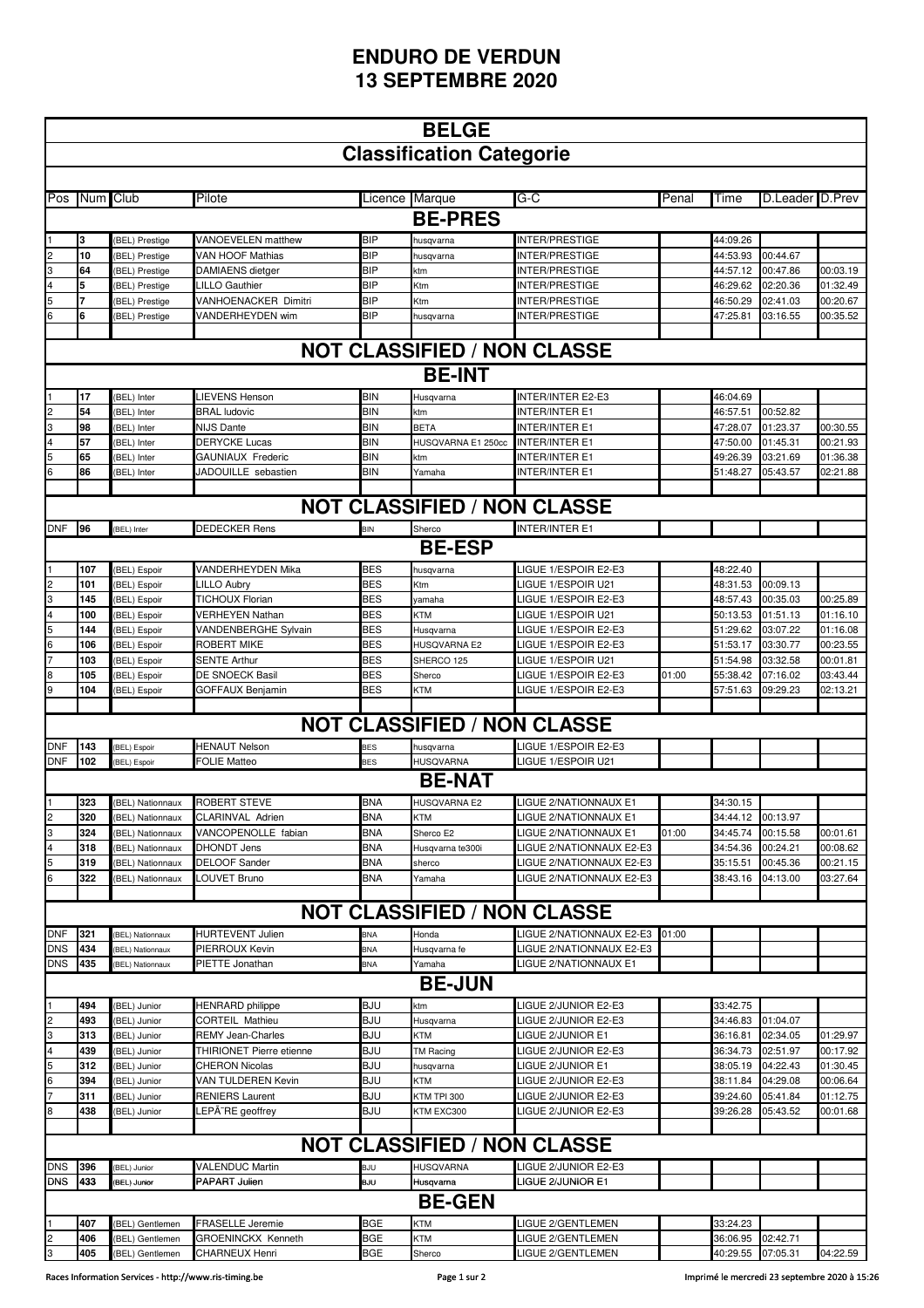# ENDURO DE VERDUN
# 13 SEPTEMBRE 2020

## BELGE
## Classification Categorie

| Pos | Num | Club | Pilote | Licence | Marque | G-C | Penal | Time | D.Leader | D.Prev |
|---|---|---|---|---|---|---|---|---|---|---|
| | | | | | **BE-PRES** | | | | | |
| 1 | 3 | (BEL) Prestige | VANOEVELEN matthew | BIP | husqvarna | INTER/PRESTIGE | | 44:09.26 | | |
| 2 | 10 | (BEL) Prestige | VAN HOOF Mathias | BIP | husqvarna | INTER/PRESTIGE | | 44:53.93 | 00:44.67 | |
| 3 | 64 | (BEL) Prestige | DAMIAENS dietger | BIP | ktm | INTER/PRESTIGE | | 44:57.12 | 00:47.86 | 00:03.19 |
| 4 | 5 | (BEL) Prestige | LILLO Gauthier | BIP | Ktm | INTER/PRESTIGE | | 46:29.62 | 02:20.36 | 01:32.49 |
| 5 | 7 | (BEL) Prestige | VANHOENACKER Dimitri | BIP | Ktm | INTER/PRESTIGE | | 46:50.29 | 02:41.03 | 00:20.67 |
| 6 | 6 | (BEL) Prestige | VANDERHEYDEN wim | BIP | husqvarna | INTER/PRESTIGE | | 47:25.81 | 03:16.55 | 00:35.52 |
| | | | | | **NOT CLASSIFIED / NON CLASSE** | | | | | |
| | | | | | **BE-INT** | | | | | |
| 1 | 17 | (BEL) Inter | LIEVENS Henson | BIN | Husqvarna | INTER/INTER E2-E3 | | 46:04.69 | | |
| 2 | 54 | (BEL) Inter | BRAL ludovic | BIN | ktm | INTER/INTER E1 | | 46:57.51 | 00:52.82 | |
| 3 | 98 | (BEL) Inter | NIJS Dante | BIN | BETA | INTER/INTER E1 | | 47:28.07 | 01:23.37 | 00:30.55 |
| 4 | 57 | (BEL) Inter | DERYCKE Lucas | BIN | HUSQVARNA E1 250cc | INTER/INTER E1 | | 47:50.00 | 01:45.31 | 00:21.93 |
| 5 | 65 | (BEL) Inter | GAUNIAUX Frederic | BIN | ktm | INTER/INTER E1 | | 49:26.39 | 03:21.69 | 01:36.38 |
| 6 | 86 | (BEL) Inter | JADOUILLE sebastien | BIN | Yamaha | INTER/INTER E1 | | 51:48.27 | 05:43.57 | 02:21.88 |
| | | | | | **NOT CLASSIFIED / NON CLASSE** | | | | | |
| DNF | 96 | (BEL) Inter | DEDECKER Rens | BIN | Sherco | INTER/INTER E1 | | | | |
| | | | | | **BE-ESP** | | | | | |
| 1 | 107 | (BEL) Espoir | VANDERHEYDEN Mika | BES | husqvarna | LIGUE 1/ESPOIR E2-E3 | | 48:22.40 | | |
| 2 | 101 | (BEL) Espoir | LILLO Aubry | BES | Ktm | LIGUE 1/ESPOIR U21 | | 48:31.53 | 00:09.13 | |
| 3 | 145 | (BEL) Espoir | TICHOUX Florian | BES | yamaha | LIGUE 1/ESPOIR E2-E3 | | 48:57.43 | 00:35.03 | 00:25.89 |
| 4 | 100 | (BEL) Espoir | VERHEYEN Nathan | BES | KTM | LIGUE 1/ESPOIR U21 | | 50:13.53 | 01:51.13 | 01:16.10 |
| 5 | 144 | (BEL) Espoir | VANDENBERGHE Sylvain | BES | Husqvarna | LIGUE 1/ESPOIR E2-E3 | | 51:29.62 | 03:07.22 | 01:16.08 |
| 6 | 106 | (BEL) Espoir | ROBERT MIKE | BES | HUSQVARNA E2 | LIGUE 1/ESPOIR E2-E3 | | 51:53.17 | 03:30.77 | 00:23.55 |
| 7 | 103 | (BEL) Espoir | SENTE Arthur | BES | SHERCO 125 | LIGUE 1/ESPOIR U21 | | 51:54.98 | 03:32.58 | 00:01.81 |
| 8 | 105 | (BEL) Espoir | DE SNOECK Basil | BES | Sherco | LIGUE 1/ESPOIR E2-E3 | 01:00 | 55:38.42 | 07:16.02 | 03:43.44 |
| 9 | 104 | (BEL) Espoir | GOFFAUX Benjamin | BES | KTM | LIGUE 1/ESPOIR E2-E3 | | 57:51.63 | 09:29.23 | 02:13.21 |
| | | | | | **NOT CLASSIFIED / NON CLASSE** | | | | | |
| DNF | 143 | (BEL) Espoir | HENAUT Nelson | BES | husqvarna | LIGUE 1/ESPOIR E2-E3 | | | | |
| DNF | 102 | (BEL) Espoir | FOLIE Matteo | BES | HUSQVARNA | LIGUE 1/ESPOIR U21 | | | | |
| | | | | | **BE-NAT** | | | | | |
| 1 | 323 | (BEL) Nationnaux | ROBERT STEVE | BNA | HUSQVARNA E2 | LIGUE 2/NATIONNAUX E1 | | 34:30.15 | | |
| 2 | 320 | (BEL) Nationnaux | CLARINVAL Adrien | BNA | KTM | LIGUE 2/NATIONNAUX E1 | | 34:44.12 | 00:13.97 | |
| 3 | 324 | (BEL) Nationnaux | VANCOPENOLLE fabian | BNA | Sherco E2 | LIGUE 2/NATIONNAUX E1 | 01:00 | 34:45.74 | 00:15.58 | 00:01.61 |
| 4 | 318 | (BEL) Nationnaux | DHONDT Jens | BNA | Husqvarna te300i | LIGUE 2/NATIONNAUX E2-E3 | | 34:54.36 | 00:24.21 | 00:08.62 |
| 5 | 319 | (BEL) Nationnaux | DELOOF Sander | BNA | sherco | LIGUE 2/NATIONNAUX E2-E3 | | 35:15.51 | 00:45.36 | 00:21.15 |
| 6 | 322 | (BEL) Nationnaux | LOUVET Bruno | BNA | Yamaha | LIGUE 2/NATIONNAUX E2-E3 | | 38:43.16 | 04:13.00 | 03:27.64 |
| | | | | | **NOT CLASSIFIED / NON CLASSE** | | | | | |
| DNF | 321 | (BEL) Nationnaux | HURTEVENT Julien | BNA | Honda | LIGUE 2/NATIONNAUX E2-E3 | 01:00 | | | |
| DNS | 434 | (BEL) Nationnaux | PIERROUX Kevin | BNA | Husqvarna fe | LIGUE 2/NATIONNAUX E2-E3 | | | | |
| DNS | 435 | (BEL) Nationnaux | PIETTE Jonathan | BNA | Yamaha | LIGUE 2/NATIONNAUX E1 | | | | |
| | | | | | **BE-JUN** | | | | | |
| 1 | 494 | (BEL) Junior | HENRARD philippe | BJU | ktm | LIGUE 2/JUNIOR E2-E3 | | 33:42.75 | | |
| 2 | 493 | (BEL) Junior | CORTEIL Mathieu | BJU | Husqvarna | LIGUE 2/JUNIOR E2-E3 | | 34:46.83 | 01:04.07 | |
| 3 | 313 | (BEL) Junior | REMY Jean-Charles | BJU | KTM | LIGUE 2/JUNIOR E1 | | 36:16.81 | 02:34.05 | 01:29.97 |
| 4 | 439 | (BEL) Junior | THIRIONET Pierre etienne | BJU | TM Racing | LIGUE 2/JUNIOR E2-E3 | | 36:34.73 | 02:51.97 | 00:17.92 |
| 5 | 312 | (BEL) Junior | CHERON Nicolas | BJU | husqvarna | LIGUE 2/JUNIOR E1 | | 38:05.19 | 04:22.43 | 01:30.45 |
| 6 | 394 | (BEL) Junior | VAN TULDEREN Kevin | BJU | KTM | LIGUE 2/JUNIOR E2-E3 | | 38:11.84 | 04:29.08 | 00:06.64 |
| 7 | 311 | (BEL) Junior | RENIERS Laurent | BJU | KTM TPI 300 | LIGUE 2/JUNIOR E2-E3 | | 39:24.60 | 05:41.84 | 01:12.75 |
| 8 | 438 | (BEL) Junior | LEPÃ˜RE geoffrey | BJU | KTM EXC300 | LIGUE 2/JUNIOR E2-E3 | | 39:26.28 | 05:43.52 | 00:01.68 |
| | | | | | **NOT CLASSIFIED / NON CLASSE** | | | | | |
| DNS | 396 | (BEL) Junior | VALENDUC Martin | BJU | HUSQVARNA | LIGUE 2/JUNIOR E2-E3 | | | | |
| DNS | 433 | (BEL) Junior | PAPART Julien | BJU | Husqvarna | LIGUE 2/JUNIOR E1 | | | | |
| | | | | | **BE-GEN** | | | | | |
| 1 | 407 | (BEL) Gentlemen | FRASELLE Jeremie | BGE | KTM | LIGUE 2/GENTLEMEN | | 33:24.23 | | |
| 2 | 406 | (BEL) Gentlemen | GROENINCKX Kenneth | BGE | KTM | LIGUE 2/GENTLEMEN | | 36:06.95 | 02:42.71 | |
| 3 | 405 | (BEL) Gentlemen | CHARNEUX Henri | BGE | Sherco | LIGUE 2/GENTLEMEN | | 40:29.55 | 07:05.31 | 04:22.59 |

Races Information Services - http://www.ris-timing.be

Imprimé le mercredi 23 septembre 2020 à 15:26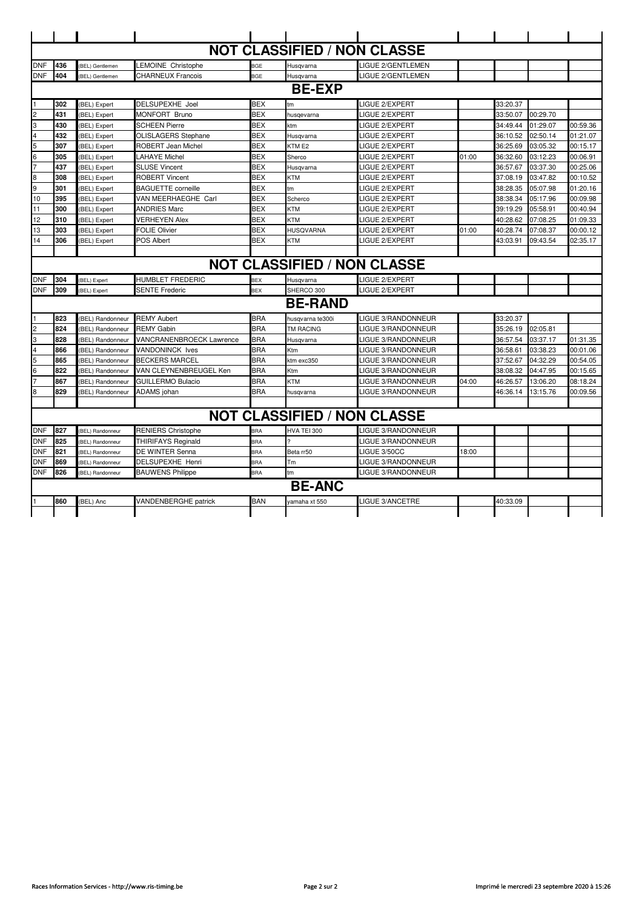## NOT CLASSIFIED / NON CLASSE

| | | | | | | | | | | |
|---|---|---|---|---|---|---|---|---|---|---|
| DNF | 436 | (BEL) Gentlemen | LEMOINE Christophe | BGE | Husqvarna | LIGUE 2/GENTLEMEN | | | | |
| DNF | 404 | (BEL) Gentlemen | CHARNEUX Francois | BGE | Husqvarna | LIGUE 2/GENTLEMEN | | | | |

## BE-EXP

| | | | | | | | | | | |
|---|---|---|---|---|---|---|---|---|---|---|
| 1 | 302 | (BEL) Expert | DELSUPEXHE Joel | BEX | tm | LIGUE 2/EXPERT | | 33:20.37 | | |
| 2 | 431 | (BEL) Expert | MONFORT Bruno | BEX | husqevarna | LIGUE 2/EXPERT | | 33:50.07 | 00:29.70 | |
| 3 | 430 | (BEL) Expert | SCHEEN Pierre | BEX | ktm | LIGUE 2/EXPERT | | 34:49.44 | 01:29.07 | 00:59.36 |
| 4 | 432 | (BEL) Expert | OLISLAGERS Stephane | BEX | Husqvarna | LIGUE 2/EXPERT | | 36:10.52 | 02:50.14 | 01:21.07 |
| 5 | 307 | (BEL) Expert | ROBERT Jean Michel | BEX | KTM E2 | LIGUE 2/EXPERT | | 36:25.69 | 03:05.32 | 00:15.17 |
| 6 | 305 | (BEL) Expert | LAHAYE Michel | BEX | Sherco | LIGUE 2/EXPERT | 01:00 | 36:32.60 | 03:12.23 | 00:06.91 |
| 7 | 437 | (BEL) Expert | SLUSE Vincent | BEX | Husqvarna | LIGUE 2/EXPERT | | 36:57.67 | 03:37.30 | 00:25.06 |
| 8 | 308 | (BEL) Expert | ROBERT Vincent | BEX | KTM | LIGUE 2/EXPERT | | 37:08.19 | 03:47.82 | 00:10.52 |
| 9 | 301 | (BEL) Expert | BAGUETTE corneille | BEX | tm | LIGUE 2/EXPERT | | 38:28.35 | 05:07.98 | 01:20.16 |
| 10 | 395 | (BEL) Expert | VAN MEERHAEGHE Carl | BEX | Scherco | LIGUE 2/EXPERT | | 38:38.34 | 05:17.96 | 00:09.98 |
| 11 | 300 | (BEL) Expert | ANDRIES Marc | BEX | KTM | LIGUE 2/EXPERT | | 39:19.29 | 05:58.91 | 00:40.94 |
| 12 | 310 | (BEL) Expert | VERHEYEN Alex | BEX | KTM | LIGUE 2/EXPERT | | 40:28.62 | 07:08.25 | 01:09.33 |
| 13 | 303 | (BEL) Expert | FOLIE Olivier | BEX | HUSQVARNA | LIGUE 2/EXPERT | 01:00 | 40:28.74 | 07:08.37 | 00:00.12 |
| 14 | 306 | (BEL) Expert | POS Albert | BEX | KTM | LIGUE 2/EXPERT | | 43:03.91 | 09:43.54 | 02:35.17 |

## NOT CLASSIFIED / NON CLASSE

| | | | | | | | | | | |
|---|---|---|---|---|---|---|---|---|---|---|
| DNF | 304 | (BEL) Expert | HUMBLET FREDERIC | BEX | Husqvarna | LIGUE 2/EXPERT | | | | |
| DNF | 309 | (BEL) Expert | SENTE Frederic | BEX | SHERCO 300 | LIGUE 2/EXPERT | | | | |

## BE-RAND

| | | | | | | | | | | |
|---|---|---|---|---|---|---|---|---|---|---|
| 1 | 823 | (BEL) Randonneur | REMY Aubert | BRA | husqvarna te300i | LIGUE 3/RANDONNEUR | | 33:20.37 | | |
| 2 | 824 | (BEL) Randonneur | REMY Gabin | BRA | TM RACING | LIGUE 3/RANDONNEUR | | 35:26.19 | 02:05.81 | |
| 3 | 828 | (BEL) Randonneur | VANCRANENBROECK Lawrence | BRA | Husqvarna | LIGUE 3/RANDONNEUR | | 36:57.54 | 03:37.17 | 01:31.35 |
| 4 | 866 | (BEL) Randonneur | VANDONINCK Ives | BRA | Ktm | LIGUE 3/RANDONNEUR | | 36:58.61 | 03:38.23 | 00:01.06 |
| 5 | 865 | (BEL) Randonneur | BECKERS MARCEL | BRA | ktm exc350 | LIGUE 3/RANDONNEUR | | 37:52.67 | 04:32.29 | 00:54.05 |
| 6 | 822 | (BEL) Randonneur | VAN CLEYNENBREUGEL Ken | BRA | Ktm | LIGUE 3/RANDONNEUR | | 38:08.32 | 04:47.95 | 00:15.65 |
| 7 | 867 | (BEL) Randonneur | GUILLERMO Bulacio | BRA | KTM | LIGUE 3/RANDONNEUR | 04:00 | 46:26.57 | 13:06.20 | 08:18.24 |
| 8 | 829 | (BEL) Randonneur | ADAMS johan | BRA | husqvarna | LIGUE 3/RANDONNEUR | | 46:36.14 | 13:15.76 | 00:09.56 |

## NOT CLASSIFIED / NON CLASSE

| | | | | | | | | | | |
|---|---|---|---|---|---|---|---|---|---|---|
| DNF | 827 | (BEL) Randonneur | RENIERS Christophe | BRA | HVA TEI 300 | LIGUE 3/RANDONNEUR | | | | |
| DNF | 825 | (BEL) Randonneur | THIRIFAYS Reginald | BRA | ? | LIGUE 3/RANDONNEUR | | | | |
| DNF | 821 | (BEL) Randonneur | DE WINTER Senna | BRA | Beta rr50 | LIGUE 3/50CC | 18:00 | | | |
| DNF | 869 | (BEL) Randonneur | DELSUPEXHE Henri | BRA | Tm | LIGUE 3/RANDONNEUR | | | | |
| DNF | 826 | (BEL) Randonneur | BAUWENS Philippe | BRA | tm | LIGUE 3/RANDONNEUR | | | | |

## BE-ANC

| | | | | | | | | | | |
|---|---|---|---|---|---|---|---|---|---|---|
| 1 | 860 | (BEL) Anc | VANDENBERGHE patrick | BAN | yamaha xt 550 | LIGUE 3/ANCETRE | | 40:33.09 | | |